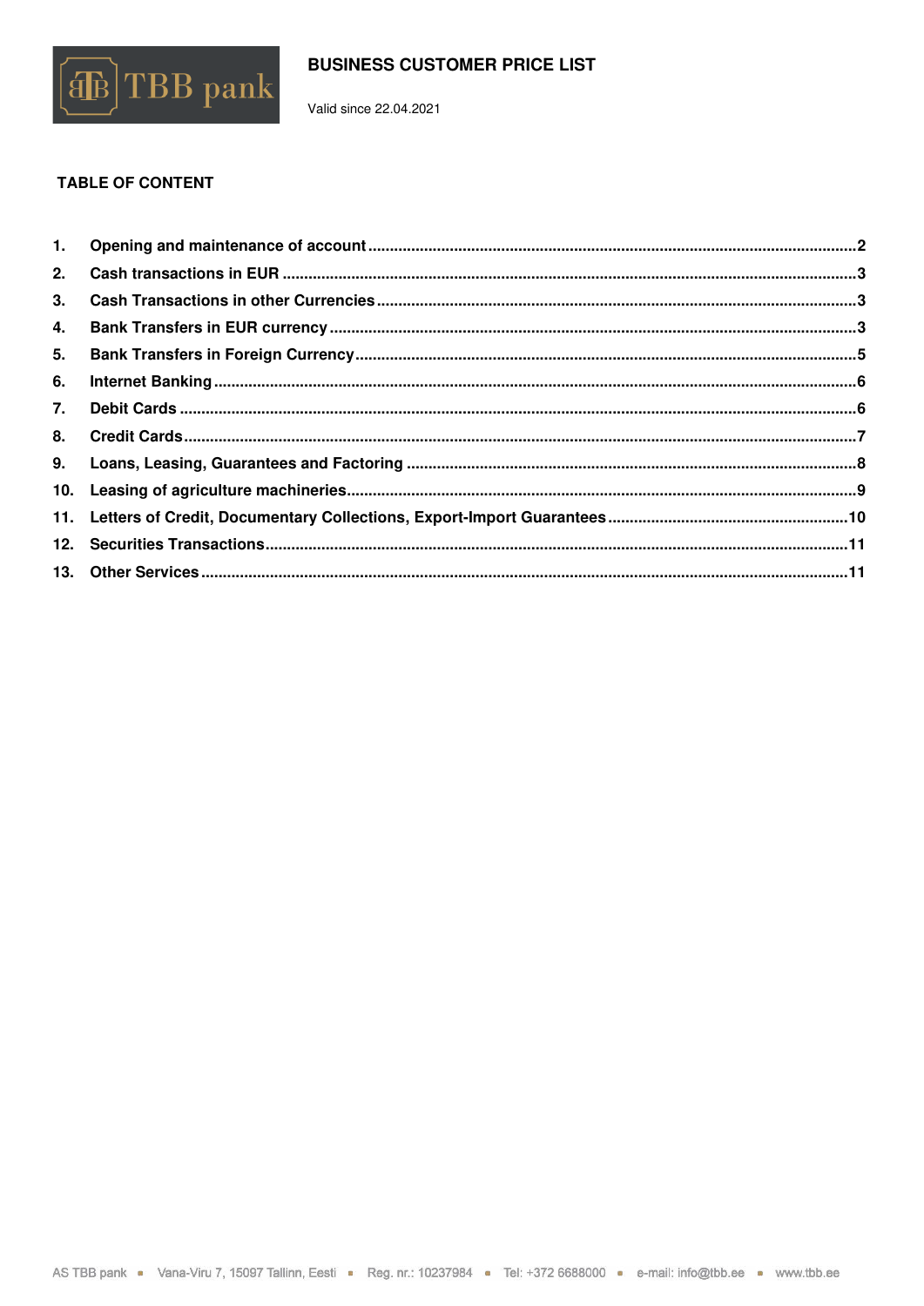# BUSINESS CUSTOMER PRICE LIST

Valid since 22.04.2021

## TABLE OF CONTENT

1. Opening and maintenance of account ..... 2
2. Cash transactions in EUR ..... 3
3. Cash Transactions in other Currencies ..... 3
4. Bank Transfers in EUR currency ..... 3
5. Bank Transfers in Foreign Currency ..... 5
6. Internet Banking ..... 6
7. Debit Cards ..... 6
8. Credit Cards ..... 7
9. Loans, Leasing, Guarantees and Factoring ..... 8
10. Leasing of agriculture machineries ..... 9
11. Letters of Credit, Documentary Collections, Export-Import Guarantees ..... 10
12. Securities Transactions ..... 11
13. Other Services ..... 11

AS TBB pank ▪ Vana-Viru 7, 15097 Tallinn, Eesti ▪ Reg. nr.: 10237984 ▪ Tel: +372 6688000 ▪ e-mail: info@tbb.ee ▪ www.tbb.ee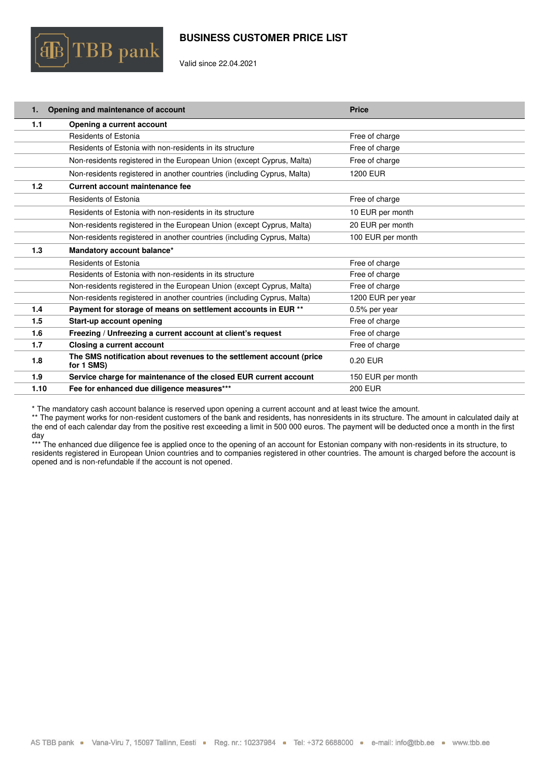# BUSINESS CUSTOMER PRICE LIST

Valid since 22.04.2021

| 1. | Opening and maintenance of account | Price |
|---|---|---|
| **1.1** | **Opening a current account** | |
| | Residents of Estonia | Free of charge |
| | Residents of Estonia with non-residents in its structure | Free of charge |
| | Non-residents registered in the European Union (except Cyprus, Malta) | Free of charge |
| | Non-residents registered in another countries (including Cyprus, Malta) | 1200 EUR |
| **1.2** | **Current account maintenance fee** | |
| | Residents of Estonia | Free of charge |
| | Residents of Estonia with non-residents in its structure | 10 EUR per month |
| | Non-residents registered in the European Union (except Cyprus, Malta) | 20 EUR per month |
| | Non-residents registered in another countries (including Cyprus, Malta) | 100 EUR per month |
| **1.3** | **Mandatory account balance*** | |
| | Residents of Estonia | Free of charge |
| | Residents of Estonia with non-residents in its structure | Free of charge |
| | Non-residents registered in the European Union (except Cyprus, Malta) | Free of charge |
| | Non-residents registered in another countries (including Cyprus, Malta) | 1200 EUR per year |
| **1.4** | **Payment for storage of means on settlement accounts in EUR **** | 0.5% per year |
| **1.5** | **Start-up account opening** | Free of charge |
| **1.6** | **Freezing / Unfreezing a current account at client's request** | Free of charge |
| **1.7** | **Closing a current account** | Free of charge |
| **1.8** | **The SMS notification about revenues to the settlement account (price for 1 SMS)** | 0.20 EUR |
| **1.9** | **Service charge for maintenance of the closed EUR current account** | 150 EUR per month |
| **1.10** | **Fee for enhanced due diligence measures***** | 200 EUR |

* The mandatory cash account balance is reserved upon opening a current account and at least twice the amount.
** The payment works for non-resident customers of the bank and residents, has nonresidents in its structure. The amount in calculated daily at the end of each calendar day from the positive rest exceeding a limit in 500 000 euros. The payment will be deducted once a month in the first day
*** The enhanced due diligence fee is applied once to the opening of an account for Estonian company with non-residents in its structure, to residents registered in European Union countries and to companies registered in other countries. The amount is charged before the account is opened and is non-refundable if the account is not opened.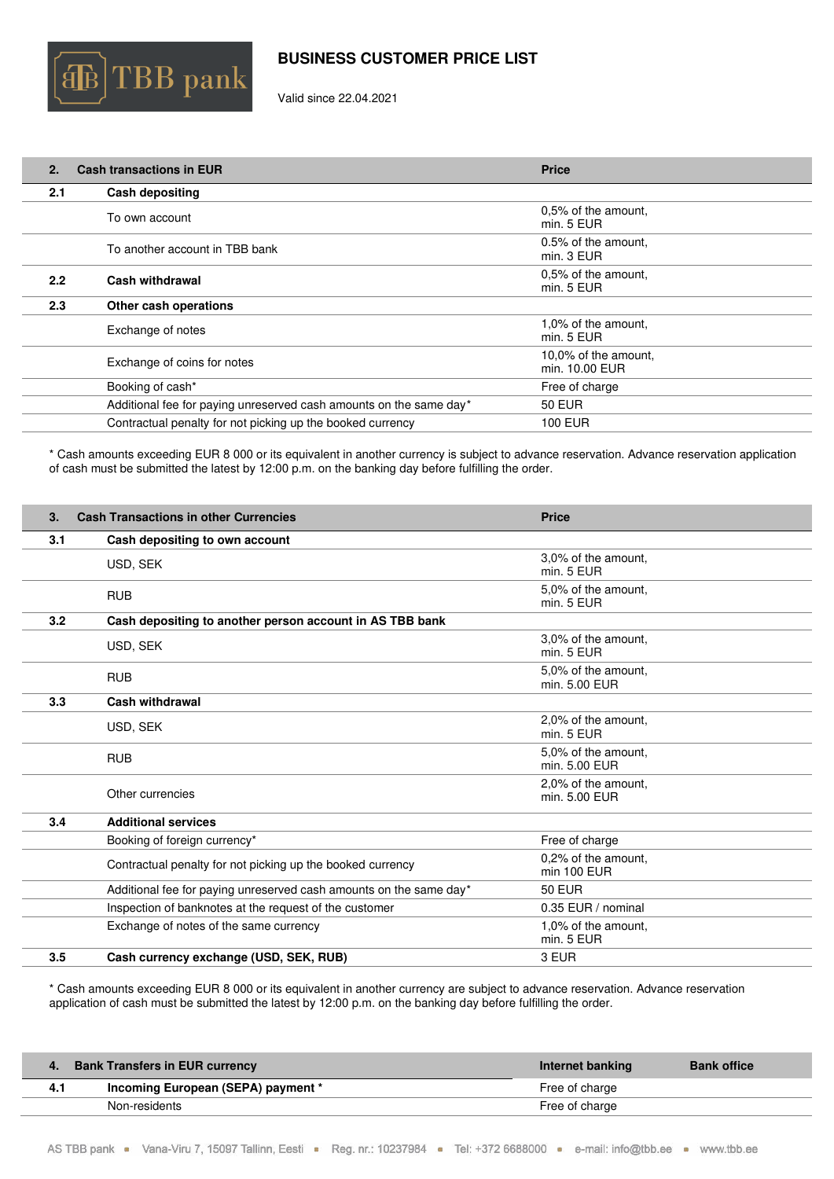TBB pank

# BUSINESS CUSTOMER PRICE LIST

Valid since 22.04.2021

| 2. | Cash transactions in EUR | Price |
|---|---|---|
| 2.1 | **Cash depositing** | |
| | To own account | 0,5% of the amount, min. 5 EUR |
| | To another account in TBB bank | 0.5% of the amount, min. 3 EUR |
| 2.2 | **Cash withdrawal** | 0,5% of the amount, min. 5 EUR |
| 2.3 | **Other cash operations** | |
| | Exchange of notes | 1,0% of the amount, min. 5 EUR |
| | Exchange of coins for notes | 10,0% of the amount, min. 10.00 EUR |
| | Booking of cash* | Free of charge |
| | Additional fee for paying unreserved cash amounts on the same day* | 50 EUR |
| | Contractual penalty for not picking up the booked currency | 100 EUR |

* Cash amounts exceeding EUR 8 000 or its equivalent in another currency is subject to advance reservation. Advance reservation application of cash must be submitted the latest by 12:00 p.m. on the banking day before fulfilling the order.

| 3. | Cash Transactions in other Currencies | Price |
|---|---|---|
| 3.1 | **Cash depositing to own account** | |
| | USD, SEK | 3,0% of the amount, min. 5 EUR |
| | RUB | 5,0% of the amount, min. 5 EUR |
| 3.2 | **Cash depositing to another person account in AS TBB bank** | |
| | USD, SEK | 3,0% of the amount, min. 5 EUR |
| | RUB | 5,0% of the amount, min. 5.00 EUR |
| 3.3 | **Cash withdrawal** | |
| | USD, SEK | 2,0% of the amount, min. 5 EUR |
| | RUB | 5,0% of the amount, min. 5.00 EUR |
| | Other currencies | 2,0% of the amount, min. 5.00 EUR |
| 3.4 | **Additional services** | |
| | Booking of foreign currency* | Free of charge |
| | Contractual penalty for not picking up the booked currency | 0,2% of the amount, min 100 EUR |
| | Additional fee for paying unreserved cash amounts on the same day* | 50 EUR |
| | Inspection of banknotes at the request of the customer | 0.35 EUR / nominal |
| | Exchange of notes of the same currency | 1,0% of the amount, min. 5 EUR |
| 3.5 | **Cash currency exchange (USD, SEK, RUB)** | 3 EUR |

* Cash amounts exceeding EUR 8 000 or its equivalent in another currency are subject to advance reservation. Advance reservation application of cash must be submitted the latest by 12:00 p.m. on the banking day before fulfilling the order.

| 4. | Bank Transfers in EUR currency | Internet banking | Bank office |
|---|---|---|---|
| 4.1 | **Incoming European (SEPA) payment *** | Free of charge | |
| | Non-residents | Free of charge | |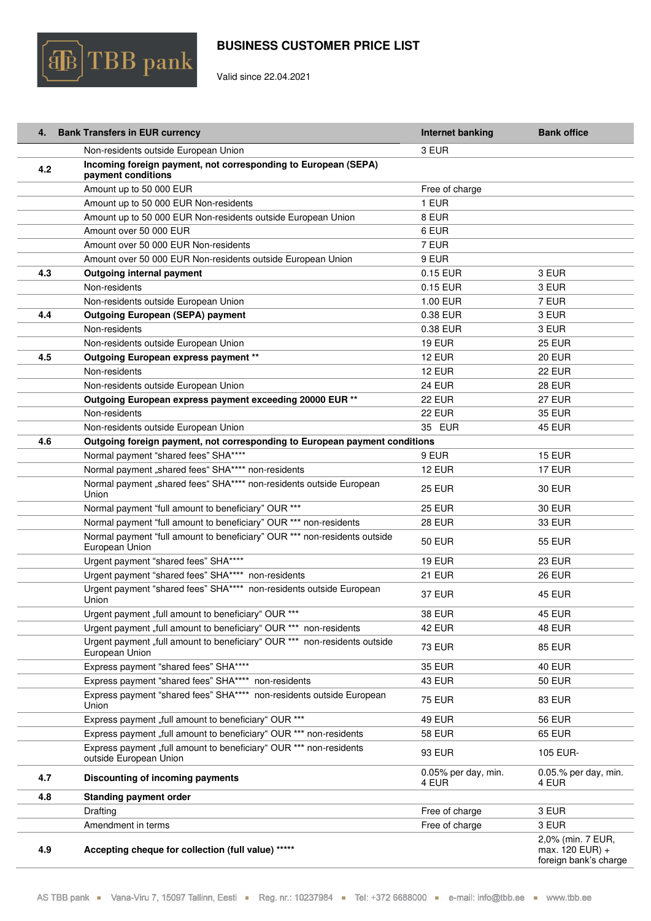**BUSINESS CUSTOMER PRICE LIST**

Valid since 22.04.2021

| 4. | Bank Transfers in EUR currency | Internet banking | Bank office |
|---|---|---|---|
| | Non-residents outside European Union | 3 EUR | |
| 4.2 | **Incoming foreign payment, not corresponding to European (SEPA) payment conditions** | | |
| | Amount up to 50 000 EUR | Free of charge | |
| | Amount up to 50 000 EUR Non-residents | 1 EUR | |
| | Amount up to 50 000 EUR Non-residents outside European Union | 8 EUR | |
| | Amount over 50 000 EUR | 6 EUR | |
| | Amount over 50 000 EUR Non-residents | 7 EUR | |
| | Amount over 50 000 EUR Non-residents outside European Union | 9 EUR | |
| 4.3 | **Outgoing internal payment** | 0.15 EUR | 3 EUR |
| | Non-residents | 0.15 EUR | 3 EUR |
| | Non-residents outside European Union | 1.00 EUR | 7 EUR |
| 4.4 | **Outgoing European (SEPA) payment** | 0.38 EUR | 3 EUR |
| | Non-residents | 0.38 EUR | 3 EUR |
| | Non-residents outside European Union | 19 EUR | 25 EUR |
| 4.5 | **Outgoing European express payment \*\*** | 12 EUR | 20 EUR |
| | Non-residents | 12 EUR | 22 EUR |
| | Non-residents outside European Union | 24 EUR | 28 EUR |
| | **Outgoing European express payment exceeding 20000 EUR \*\*** | 22 EUR | 27 EUR |
| | Non-residents | 22 EUR | 35 EUR |
| | Non-residents outside European Union | 35 EUR | 45 EUR |
| 4.6 | **Outgoing foreign payment, not corresponding to European payment conditions** | | |
| | Normal payment "shared fees" SHA**** | 9 EUR | 15 EUR |
| | Normal payment „shared fees" SHA**** non-residents | 12 EUR | 17 EUR |
| | Normal payment „shared fees" SHA**** non-residents outside European Union | 25 EUR | 30 EUR |
| | Normal payment "full amount to beneficiary" OUR *** | 25 EUR | 30 EUR |
| | Normal payment "full amount to beneficiary" OUR *** non-residents | 28 EUR | 33 EUR |
| | Normal payment "full amount to beneficiary" OUR *** non-residents outside European Union | 50 EUR | 55 EUR |
| | Urgent payment "shared fees" SHA**** | 19 EUR | 23 EUR |
| | Urgent payment "shared fees" SHA**** non-residents | 21 EUR | 26 EUR |
| | Urgent payment "shared fees" SHA**** non-residents outside European Union | 37 EUR | 45 EUR |
| | Urgent payment „full amount to beneficiary" OUR *** | 38 EUR | 45 EUR |
| | Urgent payment „full amount to beneficiary" OUR *** non-residents | 42 EUR | 48 EUR |
| | Urgent payment „full amount to beneficiary" OUR *** non-residents outside European Union | 73 EUR | 85 EUR |
| | Express payment "shared fees" SHA**** | 35 EUR | 40 EUR |
| | Express payment "shared fees" SHA**** non-residents | 43 EUR | 50 EUR |
| | Express payment "shared fees" SHA**** non-residents outside European Union | 75 EUR | 83 EUR |
| | Express payment „full amount to beneficiary" OUR *** | 49 EUR | 56 EUR |
| | Express payment „full amount to beneficiary" OUR *** non-residents | 58 EUR | 65 EUR |
| | Express payment „full amount to beneficiary" OUR *** non-residents outside European Union | 93 EUR | 105 EUR- |
| 4.7 | **Discounting of incoming payments** | 0.05% per day, min. 4 EUR | 0.05.% per day, min. 4 EUR |
| 4.8 | **Standing payment order** | | |
| | Drafting | Free of charge | 3 EUR |
| | Amendment in terms | Free of charge | 3 EUR |
| 4.9 | **Accepting cheque for collection (full value) \*\*\*\*\*** | | 2,0% (min. 7 EUR, max. 120 EUR) + foreign bank's charge |

AS TBB pank ▪ Vana-Viru 7, 15097 Tallinn, Eesti ▪ Reg. nr.: 10237984 ▪ Tel: +372 6688000 ▪ e-mail: info@tbb.ee ▪ www.tbb.ee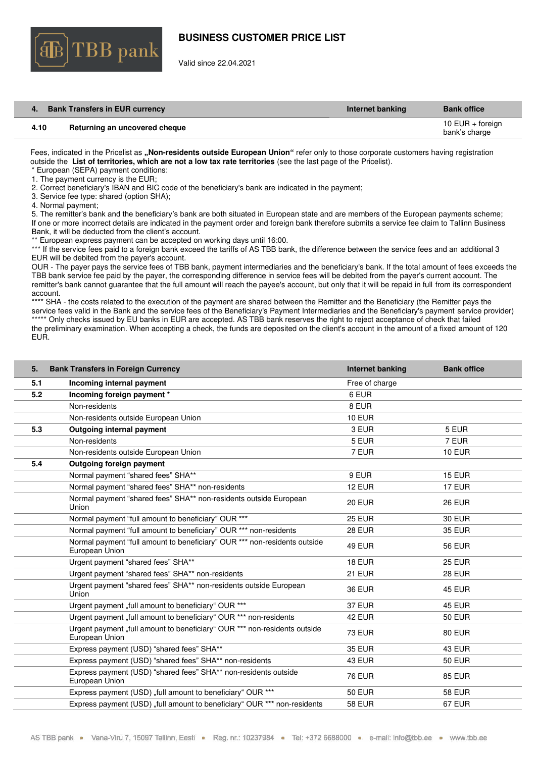# BUSINESS CUSTOMER PRICE LIST

Valid since 22.04.2021

| 4. | Bank Transfers in EUR currency | Internet banking | Bank office |
|---|---|---|---|
| 4.10 | **Returning an uncovered cheque** | | 10 EUR + foreign bank's charge |

Fees, indicated in the Pricelist as **„Non-residents outside European Union"** refer only to those corporate customers having registration outside the **List of territories, which are not a low tax rate territories** (see the last page of the Pricelist).

* European (SEPA) payment conditions:

1. The payment currency is the EUR;
2. Correct beneficiary's IBAN and BIC code of the beneficiary's bank are indicated in the payment;
3. Service fee type: shared (option SHA);
4. Normal payment;
5. The remitter's bank and the beneficiary's bank are both situated in European state and are members of the European payments scheme;

If one or more incorrect details are indicated in the payment order and foreign bank therefore submits a service fee claim to Tallinn Business Bank, it will be deducted from the payer's account.

** European express payment can be accepted on working days until 16:00.

*** If the service fees paid to a foreign bank exceed the tariffs of AS TBB bank, the difference between the service fees and an additional 3 EUR will be debited from the payer's account.

OUR - The payer pays the service fees of TBB bank, payment intermediaries and the beneficiary's bank. If the total amount of fees exceeds the TBB bank service fee paid by the payer, the corresponding difference in service fees will be debited from the payer's current account. The remitter's bank cannot guarantee that the full amount will reach the payee's account, but only that it will be repaid in full from its correspondent account.

**** SHA - the costs related to the execution of the payment are shared between the Remitter and the Beneficiary (the Remitter pays the service fees valid in the Bank and the service fees of the Beneficiary's Payment Intermediaries and the Beneficiary's payment service provider)

***** Only checks issued by EU banks in EUR are accepted. AS TBB bank reserves the right to reject acceptance of check that failed the preliminary examination. When accepting a check, the funds are deposited on the client's account in the amount of a fixed amount of 120 EUR.

| 5. | Bank Transfers in Foreign Currency | Internet banking | Bank office |
|---|---|---|---|
| 5.1 | **Incoming internal payment** | Free of charge | |
| 5.2 | **Incoming foreign payment** * | 6 EUR | |
| | Non-residents | 8 EUR | |
| | Non-residents outside European Union | 10 EUR | |
| 5.3 | **Outgoing internal payment** | 3 EUR | 5 EUR |
| | Non-residents | 5 EUR | 7 EUR |
| | Non-residents outside European Union | 7 EUR | 10 EUR |
| 5.4 | **Outgoing foreign payment** | | |
| | Normal payment "shared fees" SHA** | 9 EUR | 15 EUR |
| | Normal payment "shared fees" SHA** non-residents | 12 EUR | 17 EUR |
| | Normal payment "shared fees" SHA** non-residents outside European Union | 20 EUR | 26 EUR |
| | Normal payment "full amount to beneficiary" OUR *** | 25 EUR | 30 EUR |
| | Normal payment "full amount to beneficiary" OUR *** non-residents | 28 EUR | 35 EUR |
| | Normal payment "full amount to beneficiary" OUR *** non-residents outside European Union | 49 EUR | 56 EUR |
| | Urgent payment "shared fees" SHA** | 18 EUR | 25 EUR |
| | Urgent payment "shared fees" SHA** non-residents | 21 EUR | 28 EUR |
| | Urgent payment "shared fees" SHA** non-residents outside European Union | 36 EUR | 45 EUR |
| | Urgent payment „full amount to beneficiary" OUR *** | 37 EUR | 45 EUR |
| | Urgent payment „full amount to beneficiary" OUR *** non-residents | 42 EUR | 50 EUR |
| | Urgent payment „full amount to beneficiary" OUR *** non-residents outside European Union | 73 EUR | 80 EUR |
| | Express payment (USD) "shared fees" SHA** | 35 EUR | 43 EUR |
| | Express payment (USD) "shared fees" SHA** non-residents | 43 EUR | 50 EUR |
| | Express payment (USD) "shared fees" SHA** non-residents outside European Union | 76 EUR | 85 EUR |
| | Express payment (USD) „full amount to beneficiary" OUR *** | 50 EUR | 58 EUR |
| | Express payment (USD) „full amount to beneficiary" OUR *** non-residents | 58 EUR | 67 EUR |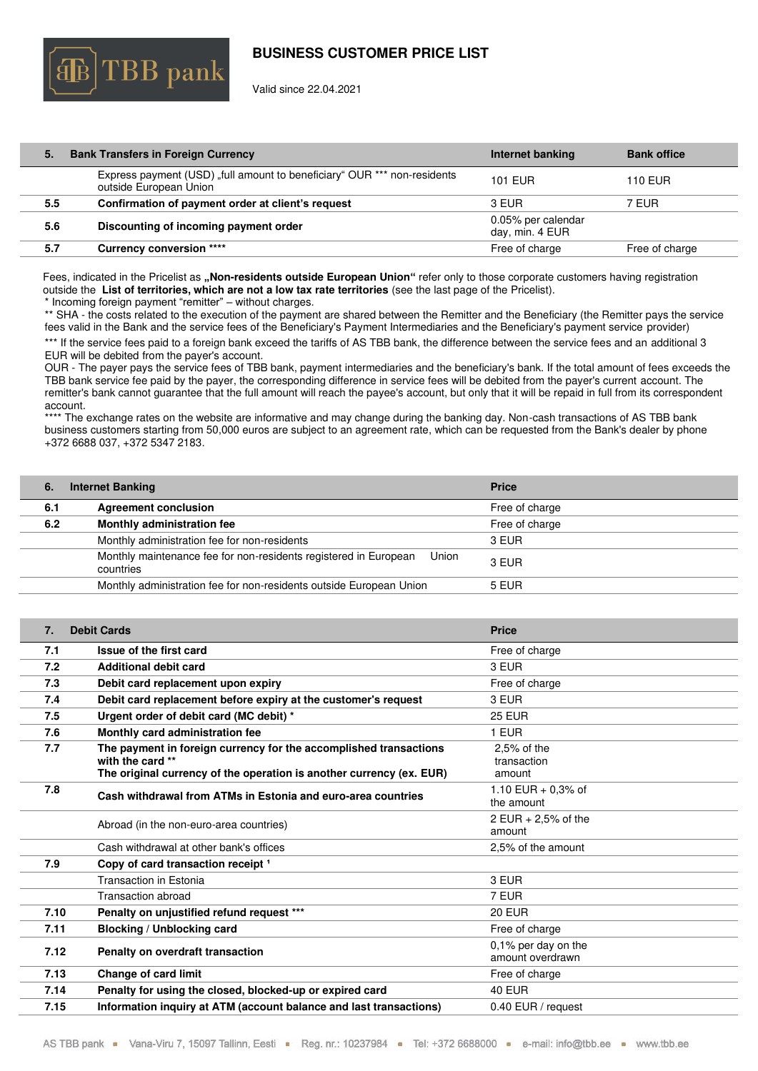# BUSINESS CUSTOMER PRICE LIST

Valid since 22.04.2021

| 5. | Bank Transfers in Foreign Currency | Internet banking | Bank office |
|---|---|---|---|
| | Express payment (USD) „full amount to beneficiary" OUR *** non-residents outside European Union | 101 EUR | 110 EUR |
| 5.5 | **Confirmation of payment order at client's request** | 3 EUR | 7 EUR |
| 5.6 | **Discounting of incoming payment order** | 0.05% per calendar day, min. 4 EUR | |
| 5.7 | **Currency conversion ******** | Free of charge | Free of charge |

Fees, indicated in the Pricelist as **„Non-residents outside European Union"** refer only to those corporate customers having registration outside the **List of territories, which are not a low tax rate territories** (see the last page of the Pricelist).

* Incoming foreign payment "remitter" – without charges.

** SHA - the costs related to the execution of the payment are shared between the Remitter and the Beneficiary (the Remitter pays the service fees valid in the Bank and the service fees of the Beneficiary's Payment Intermediaries and the Beneficiary's payment service provider)

*** If the service fees paid to a foreign bank exceed the tariffs of AS TBB bank, the difference between the service fees and an additional 3 EUR will be debited from the payer's account.

OUR - The payer pays the service fees of TBB bank, payment intermediaries and the beneficiary's bank. If the total amount of fees exceeds the TBB bank service fee paid by the payer, the corresponding difference in service fees will be debited from the payer's current account. The remitter's bank cannot guarantee that the full amount will reach the payee's account, but only that it will be repaid in full from its correspondent account.

**** The exchange rates on the website are informative and may change during the banking day. Non-cash transactions of AS TBB bank business customers starting from 50,000 euros are subject to an agreement rate, which can be requested from the Bank's dealer by phone +372 6688 037, +372 5347 2183.

| 6. | Internet Banking | Price |
|---|---|---|
| 6.1 | **Agreement conclusion** | Free of charge |
| 6.2 | **Monthly administration fee** | Free of charge |
| | Monthly administration fee for non-residents | 3 EUR |
| | Monthly maintenance fee for non-residents registered in European Union countries | 3 EUR |
| | Monthly administration fee for non-residents outside European Union | 5 EUR |

| 7. | Debit Cards | Price |
|---|---|---|
| 7.1 | **Issue of the first card** | Free of charge |
| 7.2 | **Additional debit card** | 3 EUR |
| 7.3 | **Debit card replacement upon expiry** | Free of charge |
| 7.4 | **Debit card replacement before expiry at the customer's request** | 3 EUR |
| 7.5 | **Urgent order of debit card (MC debit) *** | 25 EUR |
| 7.6 | **Monthly card administration fee** | 1 EUR |
| 7.7 | **The payment in foreign currency for the accomplished transactions with the card ** The original currency of the operation is another currency (ex. EUR)** | 2,5% of the transaction amount |
| 7.8 | **Cash withdrawal from ATMs in Estonia and euro-area countries** | 1.10 EUR + 0,3% of the amount |
| | Abroad (in the non-euro-area countries) | 2 EUR + 2,5% of the amount |
| | Cash withdrawal at other bank's offices | 2,5% of the amount |
| 7.9 | **Copy of card transaction receipt [1]** | |
| | Transaction in Estonia | 3 EUR |
| | Transaction abroad | 7 EUR |
| 7.10 | **Penalty on unjustified refund request ***** | 20 EUR |
| 7.11 | **Blocking / Unblocking card** | Free of charge |
| 7.12 | **Penalty on overdraft transaction** | 0,1% per day on the amount overdrawn |
| 7.13 | **Change of card limit** | Free of charge |
| 7.14 | **Penalty for using the closed, blocked-up or expired card** | 40 EUR |
| 7.15 | **Information inquiry at ATM (account balance and last transactions)** | 0.40 EUR / request |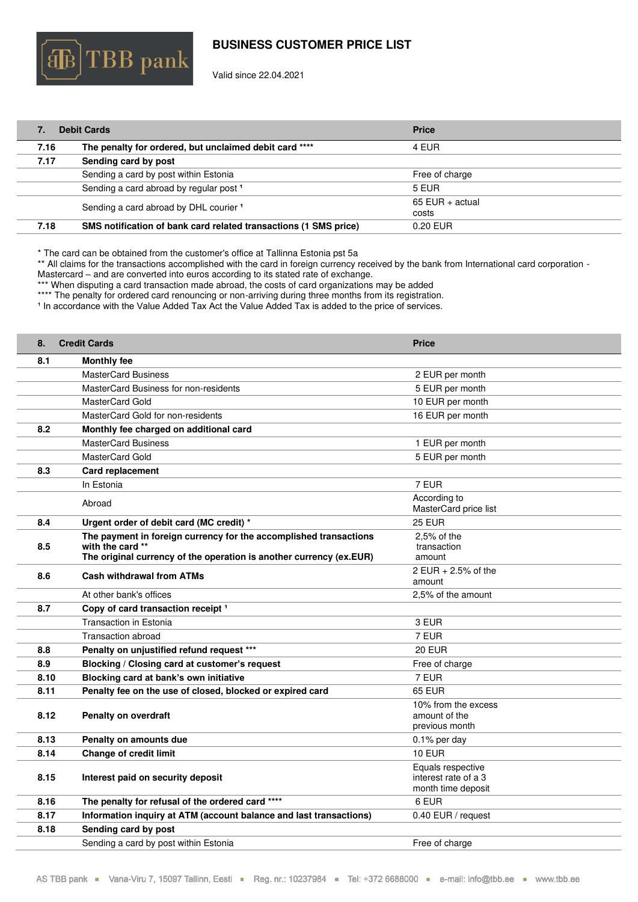# BUSINESS CUSTOMER PRICE LIST

Valid since 22.04.2021

| 7. | Debit Cards | Price |
|---|---|---|
| 7.16 | **The penalty for ordered, but unclaimed debit card ******* | 4 EUR |
| 7.17 | **Sending card by post** | |
| | Sending a card by post within Estonia | Free of charge |
| | Sending a card abroad by regular post [1] | 5 EUR |
| | Sending a card abroad by DHL courier [1] | 65 EUR + actual costs |
| 7.18 | **SMS notification of bank card related transactions (1 SMS price)** | 0.20 EUR |

\* The card can be obtained from the customer's office at Tallinna Estonia pst 5a
\*\* All claims for the transactions accomplished with the card in foreign currency received by the bank from International card corporation - Mastercard – and are converted into euros according to its stated rate of exchange.
\*\*\* When disputing a card transaction made abroad, the costs of card organizations may be added
\*\*\*\* The penalty for ordered card renouncing or non-arriving during three months from its registration.
[1] In accordance with the Value Added Tax Act the Value Added Tax is added to the price of services.

| 8. | Credit Cards | Price |
|---|---|---|
| 8.1 | **Monthly fee** | |
| | MasterCard Business | 2 EUR per month |
| | MasterCard Business for non-residents | 5 EUR per month |
| | MasterCard Gold | 10 EUR per month |
| | MasterCard Gold for non-residents | 16 EUR per month |
| 8.2 | **Monthly fee charged on additional card** | |
| | MasterCard Business | 1 EUR per month |
| | MasterCard Gold | 5 EUR per month |
| 8.3 | **Card replacement** | |
| | In Estonia | 7 EUR |
| | Abroad | According to MasterCard price list |
| 8.4 | **Urgent order of debit card (MC credit) *** | 25 EUR |
| 8.5 | **The payment in foreign currency for the accomplished transactions with the card ** The original currency of the operation is another currency (ex.EUR)** | 2,5% of the transaction amount |
| 8.6 | **Cash withdrawal from ATMs** | 2 EUR + 2.5% of the amount |
| | At other bank's offices | 2,5% of the amount |
| 8.7 | **Copy of card transaction receipt [1]** | |
| | Transaction in Estonia | 3 EUR |
| | Transaction abroad | 7 EUR |
| 8.8 | **Penalty on unjustified refund request ***** | 20 EUR |
| 8.9 | **Blocking / Closing card at customer's request** | Free of charge |
| 8.10 | **Blocking card at bank's own initiative** | 7 EUR |
| 8.11 | **Penalty fee on the use of closed, blocked or expired card** | 65 EUR |
| 8.12 | **Penalty on overdraft** | 10% from the excess amount of the previous month |
| 8.13 | **Penalty on amounts due** | 0.1% per day |
| 8.14 | **Change of credit limit** | 10 EUR |
| 8.15 | **Interest paid on security deposit** | Equals respective interest rate of a 3 month time deposit |
| 8.16 | **The penalty for refusal of the ordered card ******* | 6 EUR |
| 8.17 | **Information inquiry at ATM (account balance and last transactions)** | 0.40 EUR / request |
| 8.18 | **Sending card by post** | |
| | Sending a card by post within Estonia | Free of charge |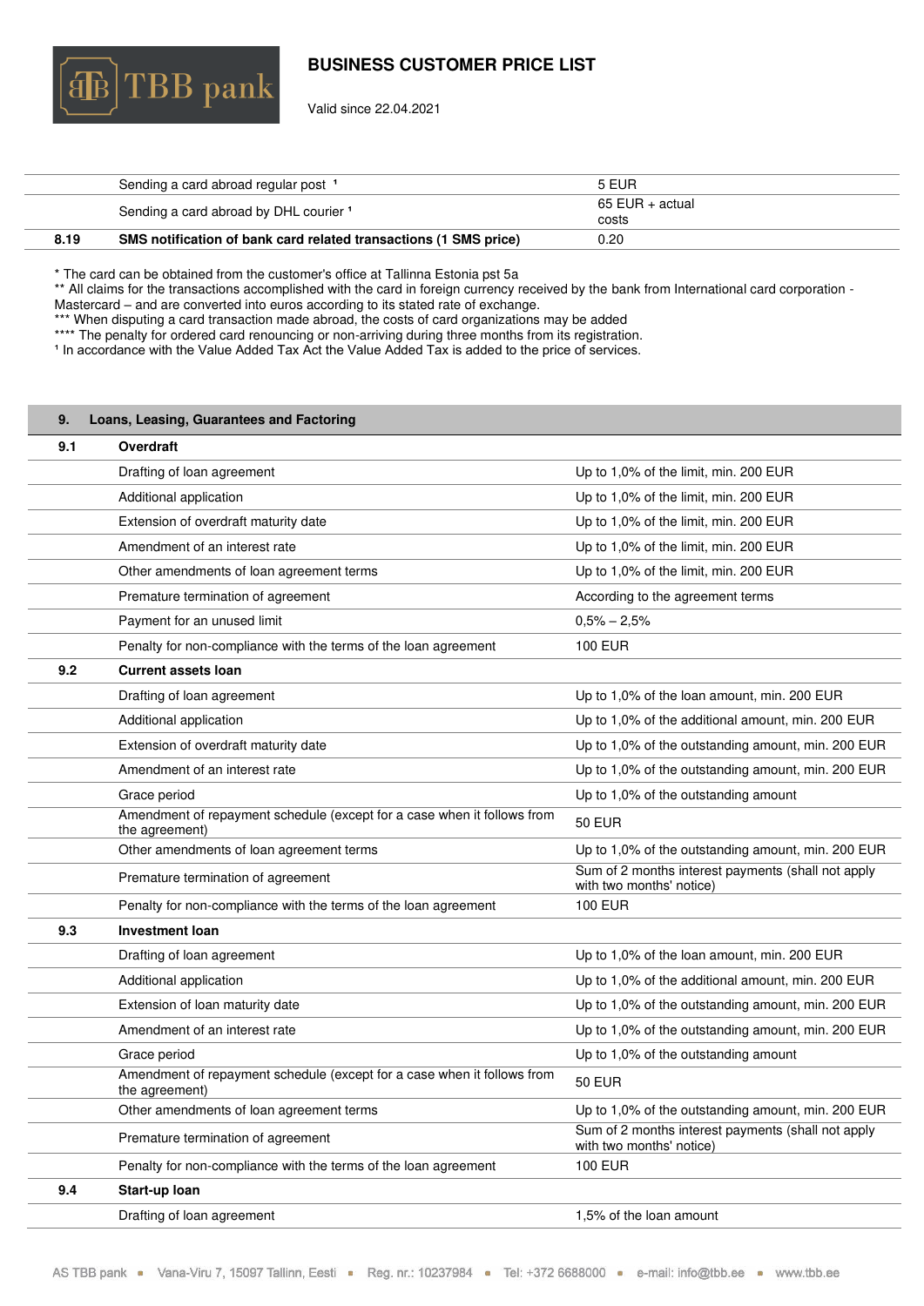# BUSINESS CUSTOMER PRICE LIST

Valid since 22.04.2021

| | | |
|---|---|---|
| | Sending a card abroad regular post [1] | 5 EUR |
| | Sending a card abroad by DHL courier [1] | 65 EUR + actual costs |
| **8.19** | **SMS notification of bank card related transactions (1 SMS price)** | 0.20 |

\* The card can be obtained from the customer's office at Tallinna Estonia pst 5a
** All claims for the transactions accomplished with the card in foreign currency received by the bank from International card corporation - Mastercard – and are converted into euros according to its stated rate of exchange.
*** When disputing a card transaction made abroad, the costs of card organizations may be added
**** The penalty for ordered card renouncing or non-arriving during three months from its registration.
[1] In accordance with the Value Added Tax Act the Value Added Tax is added to the price of services.

| **9.** | **Loans, Leasing, Guarantees and Factoring** | |
|---|---|---|
| **9.1** | **Overdraft** | |
| | Drafting of loan agreement | Up to 1,0% of the limit, min. 200 EUR |
| | Additional application | Up to 1,0% of the limit, min. 200 EUR |
| | Extension of overdraft maturity date | Up to 1,0% of the limit, min. 200 EUR |
| | Amendment of an interest rate | Up to 1,0% of the limit, min. 200 EUR |
| | Other amendments of loan agreement terms | Up to 1,0% of the limit, min. 200 EUR |
| | Premature termination of agreement | According to the agreement terms |
| | Payment for an unused limit | 0,5% – 2,5% |
| | Penalty for non-compliance with the terms of the loan agreement | 100 EUR |
| **9.2** | **Current assets loan** | |
| | Drafting of loan agreement | Up to 1,0% of the loan amount, min. 200 EUR |
| | Additional application | Up to 1,0% of the additional amount, min. 200 EUR |
| | Extension of overdraft maturity date | Up to 1,0% of the outstanding amount, min. 200 EUR |
| | Amendment of an interest rate | Up to 1,0% of the outstanding amount, min. 200 EUR |
| | Grace period | Up to 1,0% of the outstanding amount |
| | Amendment of repayment schedule (except for a case when it follows from the agreement) | 50 EUR |
| | Other amendments of loan agreement terms | Up to 1,0% of the outstanding amount, min. 200 EUR |
| | Premature termination of agreement | Sum of 2 months interest payments (shall not apply with two months' notice) |
| | Penalty for non-compliance with the terms of the loan agreement | 100 EUR |
| **9.3** | **Investment loan** | |
| | Drafting of loan agreement | Up to 1,0% of the loan amount, min. 200 EUR |
| | Additional application | Up to 1,0% of the additional amount, min. 200 EUR |
| | Extension of loan maturity date | Up to 1,0% of the outstanding amount, min. 200 EUR |
| | Amendment of an interest rate | Up to 1,0% of the outstanding amount, min. 200 EUR |
| | Grace period | Up to 1,0% of the outstanding amount |
| | Amendment of repayment schedule (except for a case when it follows from the agreement) | 50 EUR |
| | Other amendments of loan agreement terms | Up to 1,0% of the outstanding amount, min. 200 EUR |
| | Premature termination of agreement | Sum of 2 months interest payments (shall not apply with two months' notice) |
| | Penalty for non-compliance with the terms of the loan agreement | 100 EUR |
| **9.4** | **Start-up loan** | |
| | Drafting of loan agreement | 1,5% of the loan amount |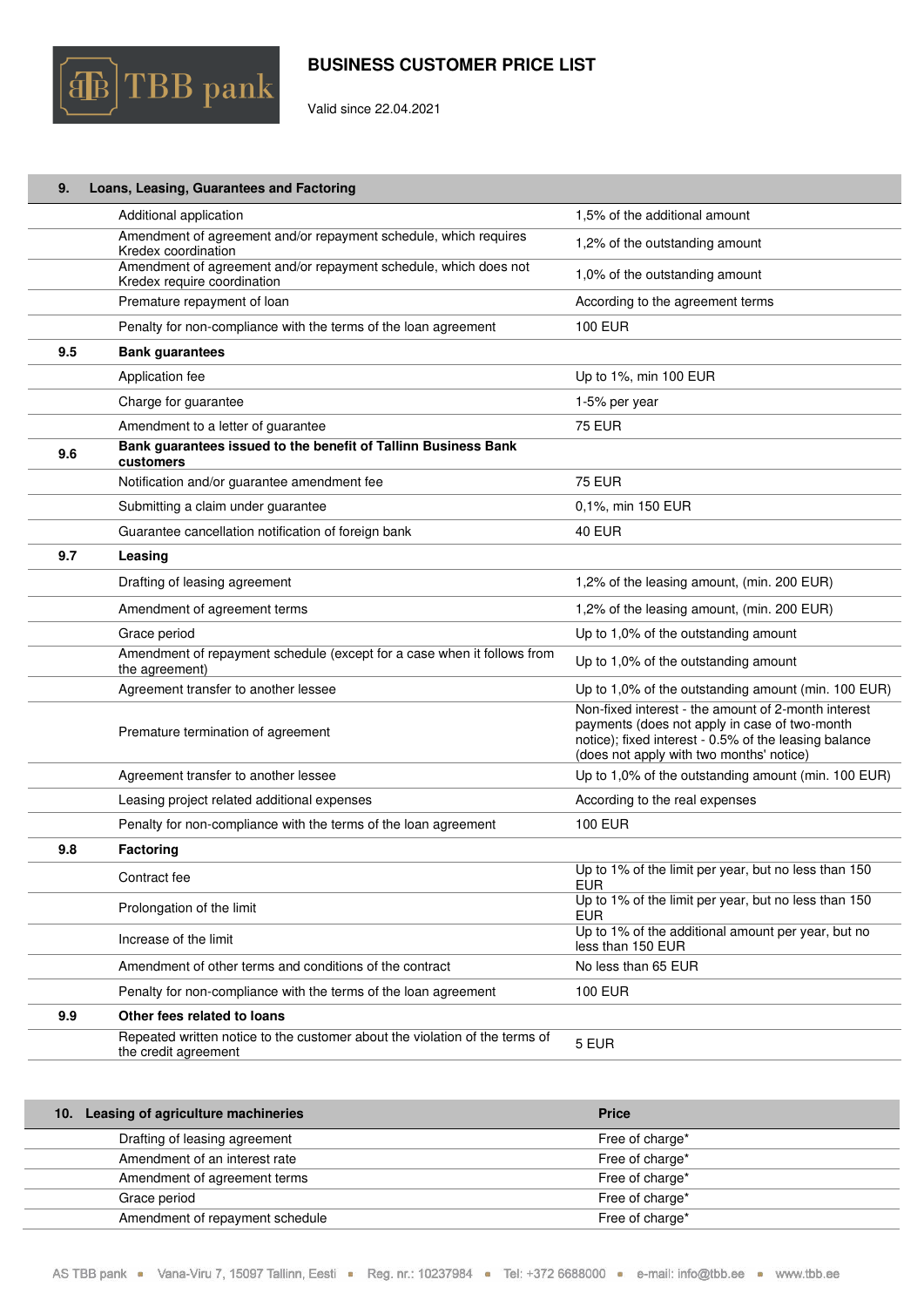# BUSINESS CUSTOMER PRICE LIST

Valid since 22.04.2021

| 9. | Loans, Leasing, Guarantees and Factoring | |
|---|---|---|
| | Additional application | 1,5% of the additional amount |
| | Amendment of agreement and/or repayment schedule, which requires Kredex coordination | 1,2% of the outstanding amount |
| | Amendment of agreement and/or repayment schedule, which does not Kredex require coordination | 1,0% of the outstanding amount |
| | Premature repayment of loan | According to the agreement terms |
| | Penalty for non-compliance with the terms of the loan agreement | 100 EUR |
| **9.5** | **Bank guarantees** | |
| | Application fee | Up to 1%, min 100 EUR |
| | Charge for guarantee | 1-5% per year |
| | Amendment to a letter of guarantee | 75 EUR |
| **9.6** | **Bank guarantees issued to the benefit of Tallinn Business Bank customers** | |
| | Notification and/or guarantee amendment fee | 75 EUR |
| | Submitting a claim under guarantee | 0,1%, min 150 EUR |
| | Guarantee cancellation notification of foreign bank | 40 EUR |
| **9.7** | **Leasing** | |
| | Drafting of leasing agreement | 1,2% of the leasing amount, (min. 200 EUR) |
| | Amendment of agreement terms | 1,2% of the leasing amount, (min. 200 EUR) |
| | Grace period | Up to 1,0% of the outstanding amount |
| | Amendment of repayment schedule (except for a case when it follows from the agreement) | Up to 1,0% of the outstanding amount |
| | Agreement transfer to another lessee | Up to 1,0% of the outstanding amount (min. 100 EUR) |
| | Premature termination of agreement | Non-fixed interest - the amount of 2-month interest payments (does not apply in case of two-month notice); fixed interest - 0.5% of the leasing balance (does not apply with two months' notice) |
| | Agreement transfer to another lessee | Up to 1,0% of the outstanding amount (min. 100 EUR) |
| | Leasing project related additional expenses | According to the real expenses |
| | Penalty for non-compliance with the terms of the loan agreement | 100 EUR |
| **9.8** | **Factoring** | |
| | Contract fee | Up to 1% of the limit per year, but no less than 150 EUR |
| | Prolongation of the limit | Up to 1% of the limit per year, but no less than 150 EUR |
| | Increase of the limit | Up to 1% of the additional amount per year, but no less than 150 EUR |
| | Amendment of other terms and conditions of the contract | No less than 65 EUR |
| | Penalty for non-compliance with the terms of the loan agreement | 100 EUR |
| **9.9** | **Other fees related to loans** | |
| | Repeated written notice to the customer about the violation of the terms of the credit agreement | 5 EUR |

| 10. Leasing of agriculture machineries | Price |
|---|---|
| Drafting of leasing agreement | Free of charge* |
| Amendment of an interest rate | Free of charge* |
| Amendment of agreement terms | Free of charge* |
| Grace period | Free of charge* |
| Amendment of repayment schedule | Free of charge* |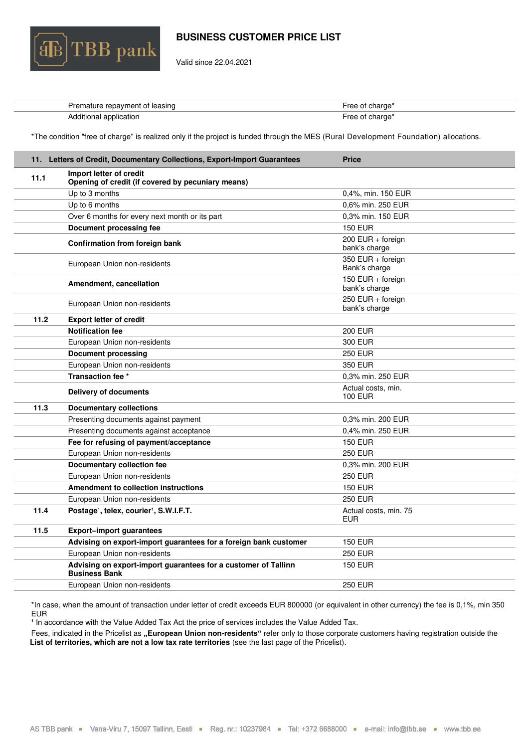# BUSINESS CUSTOMER PRICE LIST

Valid since 22.04.2021

| | | |
|---|---|---|
| | Premature repayment of leasing | Free of charge* |
| | Additional application | Free of charge* |

*The condition "free of charge" is realized only if the project is funded through the MES (Rural Development Foundation) allocations.

| 11. | Letters of Credit, Documentary Collections, Export-Import Guarantees | Price |
|---|---|---|
| 11.1 | **Import letter of credit** **Opening of credit (if covered by pecuniary means)** | |
| | Up to 3 months | 0,4%, min. 150 EUR |
| | Up to 6 months | 0,6% min. 250 EUR |
| | Over 6 months for every next month or its part | 0,3% min. 150 EUR |
| | **Document processing fee** | 150 EUR |
| | **Confirmation from foreign bank** | 200 EUR + foreign bank's charge |
| | European Union non-residents | 350 EUR + foreign Bank's charge |
| | **Amendment, cancellation** | 150 EUR + foreign bank's charge |
| | European Union non-residents | 250 EUR + foreign bank's charge |
| 11.2 | **Export letter of credit** | |
| | **Notification fee** | 200 EUR |
| | European Union non-residents | 300 EUR |
| | **Document processing** | 250 EUR |
| | European Union non-residents | 350 EUR |
| | **Transaction fee** * | 0,3% min. 250 EUR |
| | **Delivery of documents** | Actual costs, min. 100 EUR |
| 11.3 | **Documentary collections** | |
| | Presenting documents against payment | 0,3% min. 200 EUR |
| | Presenting documents against acceptance | 0,4% min. 250 EUR |
| | **Fee for refusing of payment/acceptance** | 150 EUR |
| | European Union non-residents | 250 EUR |
| | **Documentary collection fee** | 0,3% min. 200 EUR |
| | European Union non-residents | 250 EUR |
| | **Amendment to collection instructions** | 150 EUR |
| | European Union non-residents | 250 EUR |
| 11.4 | **Postage[1], telex, courier[1], S.W.I.F.T.** | Actual costs, min. 75 EUR |
| 11.5 | **Export–import guarantees** | |
| | **Advising on export-import guarantees for a foreign bank customer** | 150 EUR |
| | European Union non-residents | 250 EUR |
| | **Advising on export-import guarantees for a customer of Tallinn Business Bank** | 150 EUR |
| | European Union non-residents | 250 EUR |

*In case, when the amount of transaction under letter of credit exceeds EUR 800000 (or equivalent in other currency) the fee is 0,1%, min 350 EUR

[1] In accordance with the Value Added Tax Act the price of services includes the Value Added Tax.

Fees, indicated in the Pricelist as **„European Union non-residents"** refer only to those corporate customers having registration outside the **List of territories, which are not a low tax rate territories** (see the last page of the Pricelist).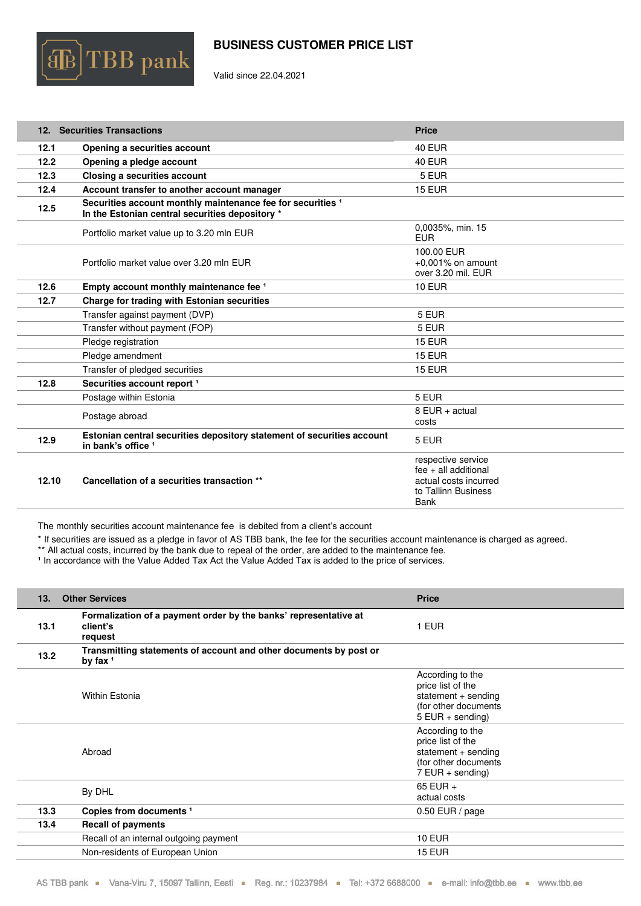# BUSINESS CUSTOMER PRICE LIST

Valid since 22.04.2021

| 12. | Securities Transactions | Price |
|---|---|---|
| 12.1 | **Opening a securities account** | 40 EUR |
| 12.2 | **Opening a pledge account** | 40 EUR |
| 12.3 | **Closing a securities account** | 5 EUR |
| 12.4 | **Account transfer to another account manager** | 15 EUR |
| 12.5 | **Securities account monthly maintenance fee for securities [1] In the Estonian central securities depository \*** | |
| | Portfolio market value up to 3.20 mln EUR | 0,0035%, min. 15 EUR |
| | Portfolio market value over 3.20 mln EUR | 100.00 EUR +0,001% on amount over 3.20 mil. EUR |
| 12.6 | **Empty account monthly maintenance fee [1]** | 10 EUR |
| 12.7 | **Charge for trading with Estonian securities** | |
| | Transfer against payment (DVP) | 5 EUR |
| | Transfer without payment (FOP) | 5 EUR |
| | Pledge registration | 15 EUR |
| | Pledge amendment | 15 EUR |
| | Transfer of pledged securities | 15 EUR |
| 12.8 | **Securities account report [1]** | |
| | Postage within Estonia | 5 EUR |
| | Postage abroad | 8 EUR + actual costs |
| 12.9 | **Estonian central securities depository statement of securities account in bank's office [1]** | 5 EUR |
| 12.10 | **Cancellation of a securities transaction \*\*** | respective service fee + all additional actual costs incurred to Tallinn Business Bank |

The monthly securities account maintenance fee is debited from a client's account

\* If securities are issued as a pledge in favor of AS TBB bank, the fee for the securities account maintenance is charged as agreed.

\*\* All actual costs, incurred by the bank due to repeal of the order, are added to the maintenance fee.

[1] In accordance with the Value Added Tax Act the Value Added Tax is added to the price of services.

| 13. | Other Services | Price |
|---|---|---|
| 13.1 | **Formalization of a payment order by the banks' representative at client's request** | 1 EUR |
| 13.2 | **Transmitting statements of account and other documents by post or by fax [1]** | |
| | Within Estonia | According to the price list of the statement + sending (for other documents 5 EUR + sending) |
| | Abroad | According to the price list of the statement + sending (for other documents 7 EUR + sending) |
| | By DHL | 65 EUR + actual costs |
| 13.3 | **Copies from documents [1]** | 0.50 EUR / page |
| 13.4 | **Recall of payments** | |
| | Recall of an internal outgoing payment | 10 EUR |
| | Non-residents of European Union | 15 EUR |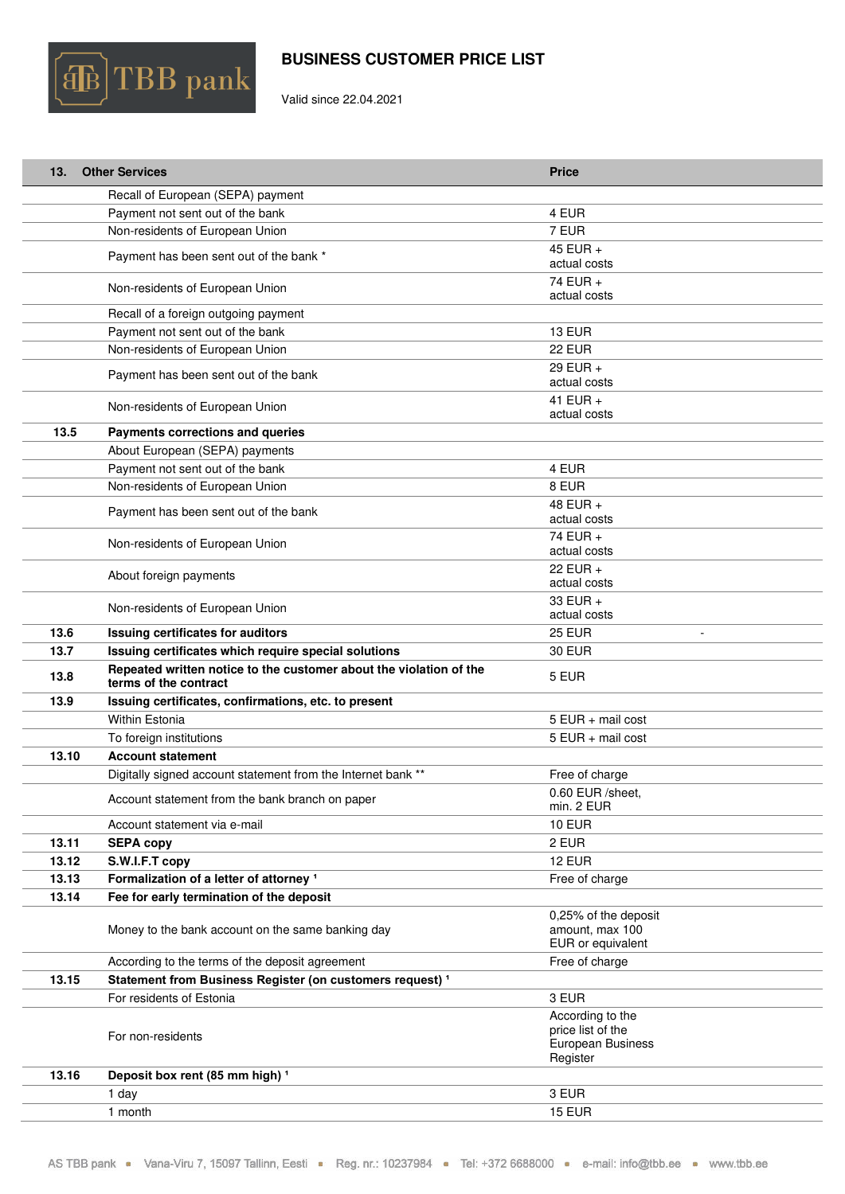# BUSINESS CUSTOMER PRICE LIST

Valid since 22.04.2021

| 13. | Other Services | Price |
|---|---|---|
| | Recall of European (SEPA) payment | |
| | Payment not sent out of the bank | 4 EUR |
| | Non-residents of European Union | 7 EUR |
| | Payment has been sent out of the bank * | 45 EUR + actual costs |
| | Non-residents of European Union | 74 EUR + actual costs |
| | Recall of a foreign outgoing payment | |
| | Payment not sent out of the bank | 13 EUR |
| | Non-residents of European Union | 22 EUR |
| | Payment has been sent out of the bank | 29 EUR + actual costs |
| | Non-residents of European Union | 41 EUR + actual costs |
| **13.5** | **Payments corrections and queries** | |
| | About European (SEPA) payments | |
| | Payment not sent out of the bank | 4 EUR |
| | Non-residents of European Union | 8 EUR |
| | Payment has been sent out of the bank | 48 EUR + actual costs |
| | Non-residents of European Union | 74 EUR + actual costs |
| | About foreign payments | 22 EUR + actual costs |
| | Non-residents of European Union | 33 EUR + actual costs |
| **13.6** | **Issuing certificates for auditors** | 25 EUR - |
| **13.7** | **Issuing certificates which require special solutions** | 30 EUR |
| **13.8** | **Repeated written notice to the customer about the violation of the terms of the contract** | 5 EUR |
| **13.9** | **Issuing certificates, confirmations, etc. to present** | |
| | Within Estonia | 5 EUR + mail cost |
| | To foreign institutions | 5 EUR + mail cost |
| **13.10** | **Account statement** | |
| | Digitally signed account statement from the Internet bank ** | Free of charge |
| | Account statement from the bank branch on paper | 0.60 EUR /sheet, min. 2 EUR |
| | Account statement via e-mail | 10 EUR |
| **13.11** | **SEPA copy** | 2 EUR |
| **13.12** | **S.W.I.F.T copy** | 12 EUR |
| **13.13** | **Formalization of a letter of attorney [1]** | Free of charge |
| **13.14** | **Fee for early termination of the deposit** | |
| | Money to the bank account on the same banking day | 0,25% of the deposit amount, max 100 EUR or equivalent |
| | According to the terms of the deposit agreement | Free of charge |
| **13.15** | **Statement from Business Register (on customers request) [1]** | |
| | For residents of Estonia | 3 EUR |
| | For non-residents | According to the price list of the European Business Register |
| **13.16** | **Deposit box rent (85 mm high) [1]** | |
| | 1 day | 3 EUR |
| | 1 month | 15 EUR |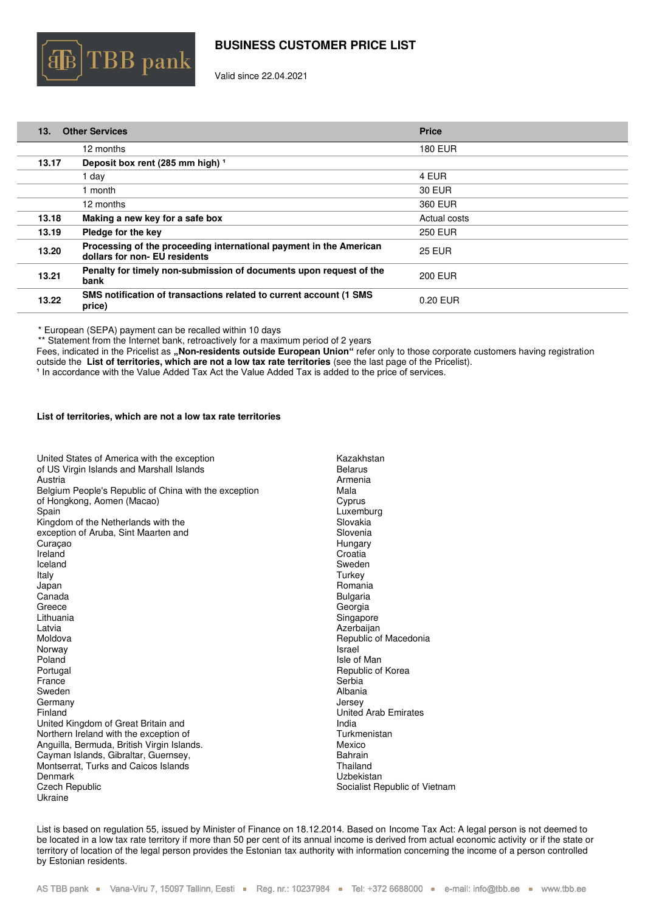| 13. | Other Services | Price |
|---|---|---|
| | 12 months | 180 EUR |
| **13.17** | **Deposit box rent (285 mm high) [1]** | |
| | 1 day | 4 EUR |
| | 1 month | 30 EUR |
| | 12 months | 360 EUR |
| **13.18** | **Making a new key for a safe box** | Actual costs |
| **13.19** | **Pledge for the key** | 250 EUR |
| **13.20** | **Processing of the proceeding international payment in the American dollars for non- EU residents** | 25 EUR |
| **13.21** | **Penalty for timely non-submission of documents upon request of the bank** | 200 EUR |
| **13.22** | **SMS notification of transactions related to current account (1 SMS price)** | 0.20 EUR |

* European (SEPA) payment can be recalled within 10 days
** Statement from the Internet bank, retroactively for a maximum period of 2 years
Fees, indicated in the Pricelist as **„Non-residents outside European Union“** refer only to those corporate customers having registration outside the **List of territories, which are not a low tax rate territories** (see the last page of the Pricelist).
[1] In accordance with the Value Added Tax Act the Value Added Tax is added to the price of services.

**List of territories, which are not a low tax rate territories**

United States of America with the exception of US Virgin Islands and Marshall Islands
Austria
Belgium People's Republic of China with the exception of Hongkong, Aomen (Macao)
Spain
Kingdom of the Netherlands with the exception of Aruba, Sint Maarten and Curaçao
Ireland
Iceland
Italy
Japan
Canada
Greece
Lithuania
Latvia
Moldova
Norway
Poland
Portugal
France
Sweden
Germany
Finland
United Kingdom of Great Britain and Northern Ireland with the exception of Anguilla, Bermuda, British Virgin Islands. Cayman Islands, Gibraltar, Guernsey, Montserrat, Turks and Caicos Islands
Denmark
Czech Republic
Ukraine
Kazakhstan
Belarus
Armenia
Mala
Cyprus
Luxemburg
Slovakia
Slovenia
Hungary
Croatia
Sweden
Turkey
Romania
Bulgaria
Georgia
Singapore
Azerbaijan
Republic of Macedonia
Israel
Isle of Man
Republic of Korea
Serbia
Albania
Jersey
United Arab Emirates
India
Turkmenistan
Mexico
Bahrain
Thailand
Uzbekistan
Socialist Republic of Vietnam

List is based on regulation 55, issued by Minister of Finance on 18.12.2014. Based on Income Tax Act: A legal person is not deemed to be located in a low tax rate territory if more than 50 per cent of its annual income is derived from actual economic activity or if the state or territory of location of the legal person provides the Estonian tax authority with information concerning the income of a person controlled by Estonian residents.